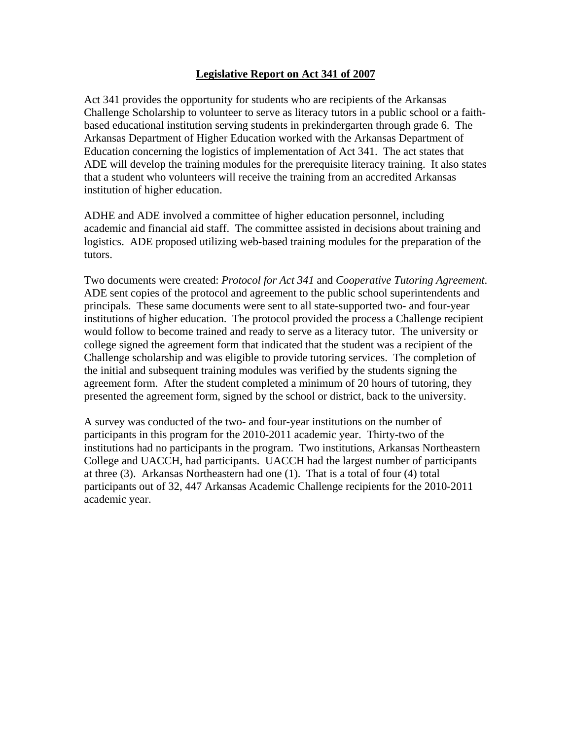# **Legislative Report on Act 341 of 2007**

Act 341 provides the opportunity for students who are recipients of the Arkansas Challenge Scholarship to volunteer to serve as literacy tutors in a public school or a faith-based educational institution serving students in prekindergarten through grade 6. The Arkansas Department of Higher Education worked with the Arkansas Department of Education concerning the logistics of implementation of Act 341. The act states that ADE will develop the training modules for the prerequisite literacy training. It also states that a student who volunteers will receive the training from an accredited Arkansas institution of higher education.

ADHE and ADE involved a committee of higher education personnel, including academic and financial aid staff. The committee assisted in decisions about training and logistics. ADE proposed utilizing web-based training modules for the preparation of the tutors.

Two documents were created: *Protocol for Act 341* and *Cooperative Tutoring Agreement*. ADE sent copies of the protocol and agreement to the public school superintendents and principals. These same documents were sent to all state-supported two- and four-year institutions of higher education. The protocol provided the process a Challenge recipient would follow to become trained and ready to serve as a literacy tutor. The university or college signed the agreement form that indicated that the student was a recipient of the Challenge scholarship and was eligible to provide tutoring services. The completion of the initial and subsequent training modules was verified by the students signing the agreement form. After the student completed a minimum of 20 hours of tutoring, they presented the agreement form, signed by the school or district, back to the university.

A survey was conducted of the two- and four-year institutions on the number of participants in this program for the 2010-2011 academic year. Thirty-two of the institutions had no participants in the program. Two institutions, Arkansas Northeastern College and UACCH, had participants. UACCH had the largest number of participants at three (3). Arkansas Northeastern had one (1). That is a total of four (4) total participants out of 32, 447 Arkansas Academic Challenge recipients for the 2010-2011 academic year.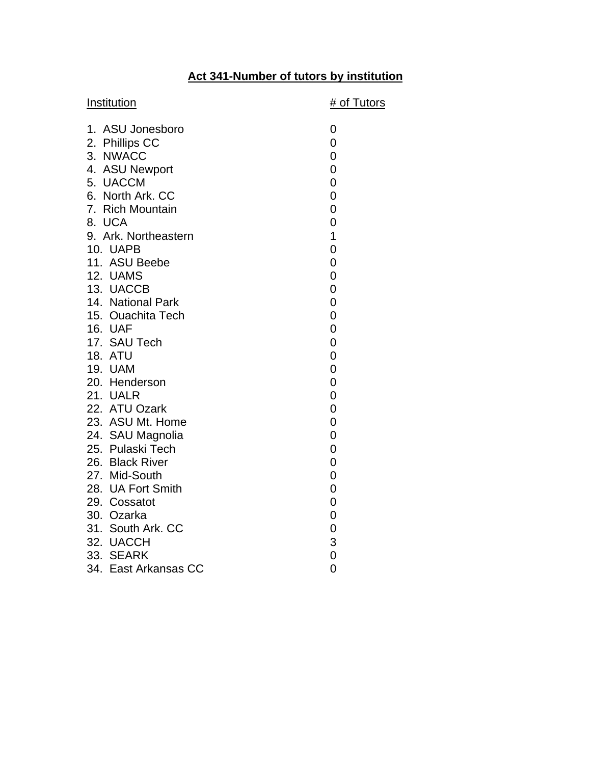**Act 341-Number of tutors by institution**

| Institution | # of Tutors |
|---|---|
| 1. ASU Jonesboro | 0 |
| 2. Phillips CC | 0 |
| 3. NWACC | 0 |
| 4. ASU Newport | 0 |
| 5. UACCM | 0 |
| 6. North Ark. CC | 0 |
| 7. Rich Mountain | 0 |
| 8. UCA | 0 |
| 9. Ark. Northeastern | 1 |
| 10. UAPB | 0 |
| 11. ASU Beebe | 0 |
| 12. UAMS | 0 |
| 13. UACCB | 0 |
| 14. National Park | 0 |
| 15. Ouachita Tech | 0 |
| 16. UAF | 0 |
| 17. SAU Tech | 0 |
| 18. ATU | 0 |
| 19. UAM | 0 |
| 20. Henderson | 0 |
| 21. UALR | 0 |
| 22. ATU Ozark | 0 |
| 23. ASU Mt. Home | 0 |
| 24. SAU Magnolia | 0 |
| 25. Pulaski Tech | 0 |
| 26. Black River | 0 |
| 27. Mid-South | 0 |
| 28. UA Fort Smith | 0 |
| 29. Cossatot | 0 |
| 30. Ozarka | 0 |
| 31. South Ark. CC | 0 |
| 32. UACCH | 3 |
| 33. SEARK | 0 |
| 34. East Arkansas CC | 0 |